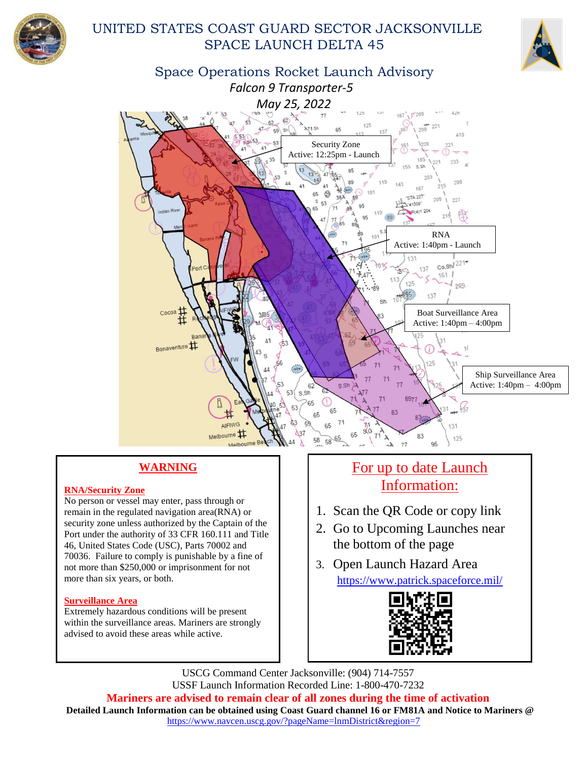# UNITED STATES COAST GUARD SECTOR JACKSONVILLE
# SPACE LAUNCH DELTA 45

## Space Operations Rocket Launch Advisory

*Falcon 9 Transporter-5*

*May 25, 2022*

Security Zone
Active: 12:25pm - Launch

RNA
Active: 1:40pm - Launch

Boat Surveillance Area
Active: 1:40pm – 4:00pm

Ship Surveillance Area
Active: 1:40pm – 4:00pm

### WARNING

**RNA/Security Zone**

No person or vessel may enter, pass through or remain in the regulated navigation area(RNA) or security zone unless authorized by the Captain of the Port under the authority of 33 CFR 160.111 and Title 46, United States Code (USC), Parts 70002 and 70036. Failure to comply is punishable by a fine of not more than $250,000 or imprisonment for not more than six years, or both.

**Surveillance Area**

Extremely hazardous conditions will be present within the surveillance areas. Mariners are strongly advised to avoid these areas while active.

### For up to date Launch Information:

1. Scan the QR Code or copy link
2. Go to Upcoming Launches near the bottom of the page
3. Open Launch Hazard Area

https://www.patrick.spaceforce.mil/

USCG Command Center Jacksonville: (904) 714-7557

USSF Launch Information Recorded Line: 1-800-470-7232

**Mariners are advised to remain clear of all zones during the time of activation**

**Detailed Launch Information can be obtained using Coast Guard channel 16 or FM81A and Notice to Mariners @**
https://www.navcen.uscg.gov/?pageName=lnmDistrict&region=7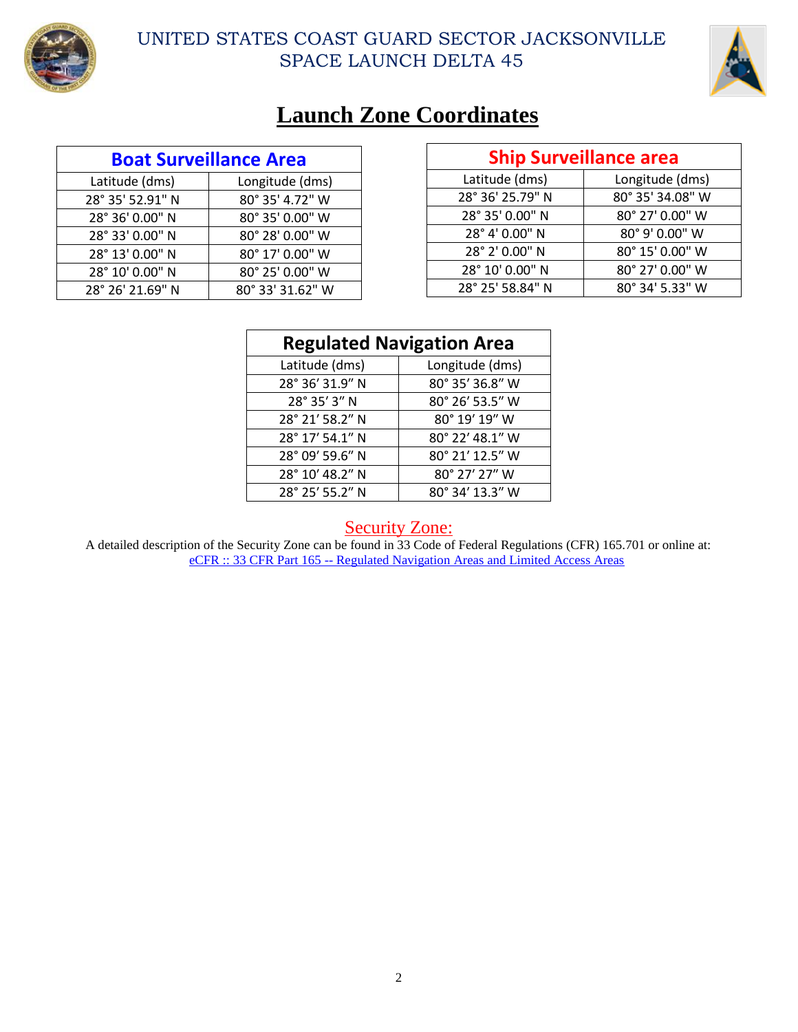UNITED STATES COAST GUARD SECTOR JACKSONVILLE
SPACE LAUNCH DELTA 45

# Launch Zone Coordinates

| Boat Surveillance Area | |
|---|---|
| Latitude (dms) | Longitude (dms) |
| 28° 35' 52.91" N | 80° 35' 4.72" W |
| 28° 36' 0.00" N | 80° 35' 0.00" W |
| 28° 33' 0.00" N | 80° 28' 0.00" W |
| 28° 13' 0.00" N | 80° 17' 0.00" W |
| 28° 10' 0.00" N | 80° 25' 0.00" W |
| 28° 26' 21.69" N | 80° 33' 31.62" W |

| Ship Surveillance area | |
|---|---|
| Latitude (dms) | Longitude (dms) |
| 28° 36' 25.79" N | 80° 35' 34.08" W |
| 28° 35' 0.00" N | 80° 27' 0.00" W |
| 28° 4' 0.00" N | 80° 9' 0.00" W |
| 28° 2' 0.00" N | 80° 15' 0.00" W |
| 28° 10' 0.00" N | 80° 27' 0.00" W |
| 28° 25' 58.84" N | 80° 34' 5.33" W |

| Regulated Navigation Area | |
|---|---|
| Latitude (dms) | Longitude (dms) |
| 28° 36′ 31.9″ N | 80° 35′ 36.8″ W |
| 28° 35′ 3″ N | 80° 26′ 53.5″ W |
| 28° 21′ 58.2″ N | 80° 19′ 19″ W |
| 28° 17′ 54.1″ N | 80° 22′ 48.1″ W |
| 28° 09′ 59.6″ N | 80° 21′ 12.5″ W |
| 28° 10′ 48.2″ N | 80° 27′ 27″ W |
| 28° 25′ 55.2″ N | 80° 34′ 13.3″ W |

## Security Zone:

A detailed description of the Security Zone can be found in 33 Code of Federal Regulations (CFR) 165.701 or online at:
eCFR :: 33 CFR Part 165 -- Regulated Navigation Areas and Limited Access Areas